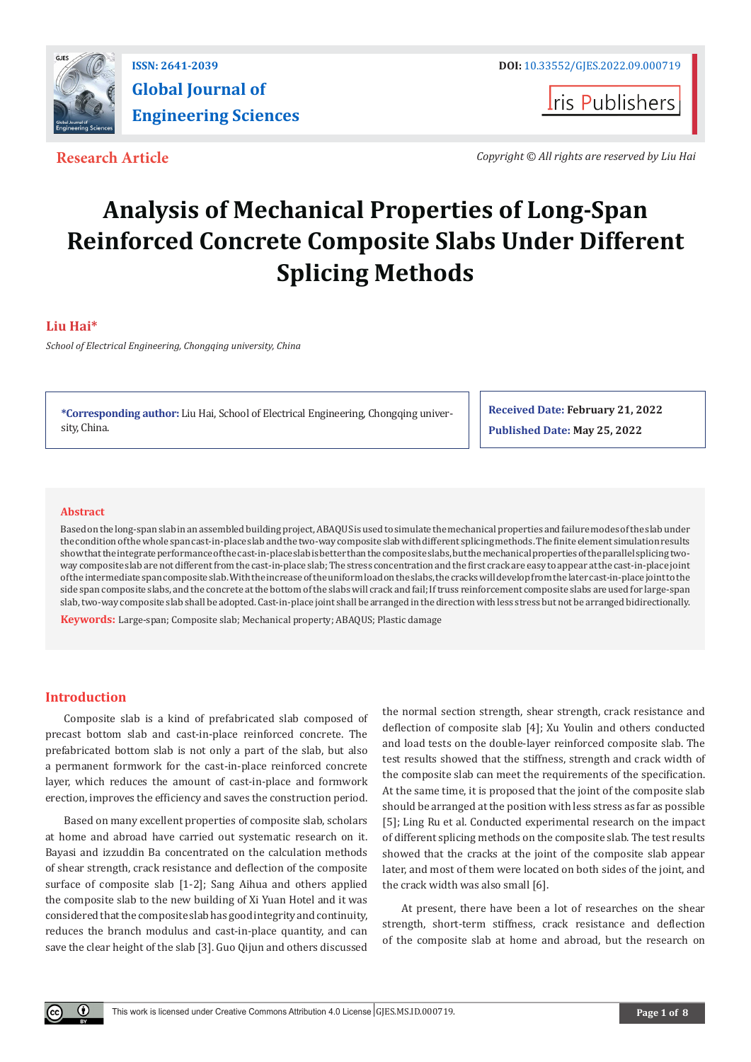ISSN: 2641-2039

# Global Journal of Engineering Sciences

DOI: 10.33552/GJES.2022.09.000719

Iris Publishers

**Research Article**

*Copyright © All rights are reserved by Liu Hai*

# Analysis of Mechanical Properties of Long-Span Reinforced Concrete Composite Slabs Under Different Splicing Methods

**Liu Hai***

*School of Electrical Engineering, Chongqing university, China*

**\*Corresponding author:** Liu Hai, School of Electrical Engineering, Chongqing university, China.

**Received Date:** February 21, 2022

**Published Date:** May 25, 2022

## Abstract

Based on the long-span slab in an assembled building project, ABAQUS is used to simulate the mechanical properties and failure modes of the slab under the condition of the whole span cast-in-place slab and the two-way composite slab with different splicing methods. The finite element simulation results show that the integrate performance of the cast-in-place slab is better than the composite slabs, but the mechanical properties of the parallel splicing two-way composite slab are not different from the cast-in-place slab; The stress concentration and the first crack are easy to appear at the cast-in-place joint of the intermediate span composite slab. With the increase of the uniform load on the slabs, the cracks will develop from the later cast-in-place joint to the side span composite slabs, and the concrete at the bottom of the slabs will crack and fail; If truss reinforcement composite slabs are used for large-span slab, two-way composite slab shall be adopted. Cast-in-place joint shall be arranged in the direction with less stress but not be arranged bidirectionally.

**Keywords:** Large-span; Composite slab; Mechanical property; ABAQUS; Plastic damage

## Introduction

Composite slab is a kind of prefabricated slab composed of precast bottom slab and cast-in-place reinforced concrete. The prefabricated bottom slab is not only a part of the slab, but also a permanent formwork for the cast-in-place reinforced concrete layer, which reduces the amount of cast-in-place and formwork erection, improves the efficiency and saves the construction period.

Based on many excellent properties of composite slab, scholars at home and abroad have carried out systematic research on it. Bayasi and izzuddin Ba concentrated on the calculation methods of shear strength, crack resistance and deflection of the composite surface of composite slab [1-2]; Sang Aihua and others applied the composite slab to the new building of Xi Yuan Hotel and it was considered that the composite slab has good integrity and continuity, reduces the branch modulus and cast-in-place quantity, and can save the clear height of the slab [3]. Guo Qijun and others discussed the normal section strength, shear strength, crack resistance and deflection of composite slab [4]; Xu Youlin and others conducted and load tests on the double-layer reinforced composite slab. The test results showed that the stiffness, strength and crack width of the composite slab can meet the requirements of the specification. At the same time, it is proposed that the joint of the composite slab should be arranged at the position with less stress as far as possible [5]; Ling Ru et al. Conducted experimental research on the impact of different splicing methods on the composite slab. The test results showed that the cracks at the joint of the composite slab appear later, and most of them were located on both sides of the joint, and the crack width was also small [6].

At present, there have been a lot of researches on the shear strength, short-term stiffness, crack resistance and deflection of the composite slab at home and abroad, but the research on

This work is licensed under Creative Commons Attribution 4.0 License GJES.MS.ID.000719.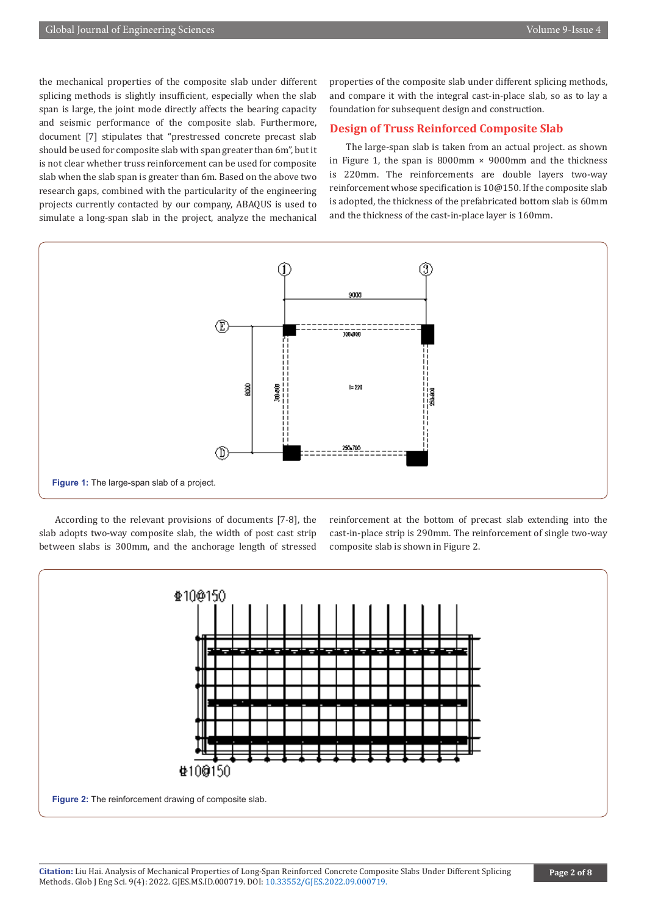the mechanical properties of the composite slab under different splicing methods is slightly insufficient, especially when the slab span is large, the joint mode directly affects the bearing capacity and seismic performance of the composite slab. Furthermore, document [7] stipulates that "prestressed concrete precast slab should be used for composite slab with span greater than 6m", but it is not clear whether truss reinforcement can be used for composite slab when the slab span is greater than 6m. Based on the above two research gaps, combined with the particularity of the engineering projects currently contacted by our company, ABAQUS is used to simulate a long-span slab in the project, analyze the mechanical properties of the composite slab under different splicing methods, and compare it with the integral cast-in-place slab, so as to lay a foundation for subsequent design and construction.

## Design of Truss Reinforced Composite Slab

The large-span slab is taken from an actual project. as shown in Figure 1, the span is 8000mm × 9000mm and the thickness is 220mm. The reinforcements are double layers two-way reinforcement whose specification is 10@150. If the composite slab is adopted, the thickness of the prefabricated bottom slab is 60mm and the thickness of the cast-in-place layer is 160mm.

**Figure 1:** The large-span slab of a project.

According to the relevant provisions of documents [7-8], the slab adopts two-way composite slab, the width of post cast strip between slabs is 300mm, and the anchorage length of stressed reinforcement at the bottom of precast slab extending into the cast-in-place strip is 290mm. The reinforcement of single two-way composite slab is shown in Figure 2.

**Figure 2:** The reinforcement drawing of composite slab.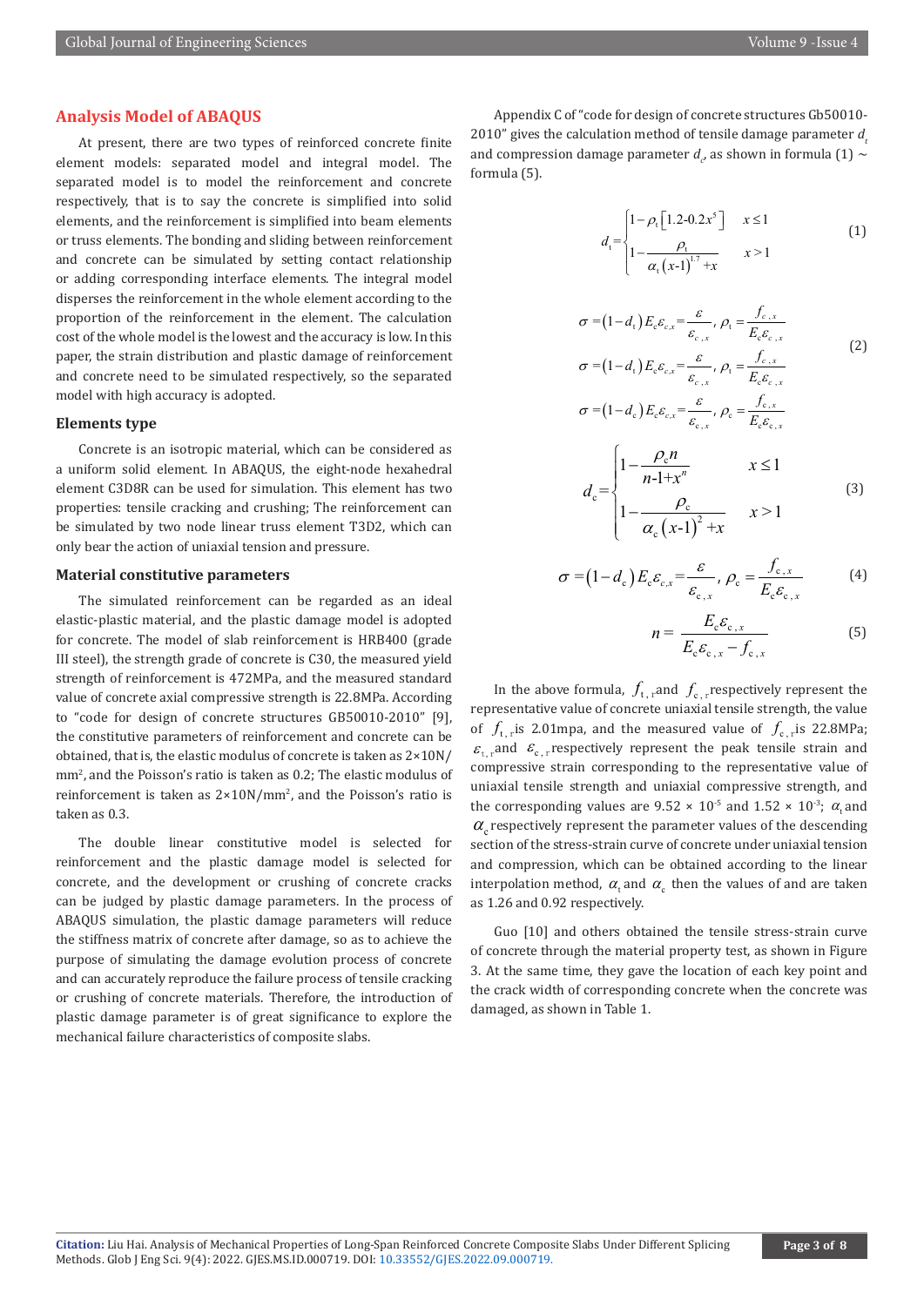## Analysis Model of ABAQUS

At present, there are two types of reinforced concrete finite element models: separated model and integral model. The separated model is to model the reinforcement and concrete respectively, that is to say the concrete is simplified into solid elements, and the reinforcement is simplified into beam elements or truss elements. The bonding and sliding between reinforcement and concrete can be simulated by setting contact relationship or adding corresponding interface elements. The integral model disperses the reinforcement in the whole element according to the proportion of the reinforcement in the element. The calculation cost of the whole model is the lowest and the accuracy is low. In this paper, the strain distribution and plastic damage of reinforcement and concrete need to be simulated respectively, so the separated model with high accuracy is adopted.

### Elements type

Concrete is an isotropic material, which can be considered as a uniform solid element. In ABAQUS, the eight-node hexahedral element C3D8R can be used for simulation. This element has two properties: tensile cracking and crushing; The reinforcement can be simulated by two node linear truss element T3D2, which can only bear the action of uniaxial tension and pressure.

### Material constitutive parameters

The simulated reinforcement can be regarded as an ideal elastic-plastic material, and the plastic damage model is adopted for concrete. The model of slab reinforcement is HRB400 (grade III steel), the strength grade of concrete is C30, the measured yield strength of reinforcement is 472MPa, and the measured standard value of concrete axial compressive strength is 22.8MPa. According to "code for design of concrete structures GB50010-2010" [9], the constitutive parameters of reinforcement and concrete can be obtained, that is, the elastic modulus of concrete is taken as 2×10N/mm$^2$, and the Poisson's ratio is taken as 0.2; The elastic modulus of reinforcement is taken as 2×10N/mm$^2$, and the Poisson's ratio is taken as 0.3.

The double linear constitutive model is selected for reinforcement and the plastic damage model is selected for concrete, and the development or crushing of concrete cracks can be judged by plastic damage parameters. In the process of ABAQUS simulation, the plastic damage parameters will reduce the stiffness matrix of concrete after damage, so as to achieve the purpose of simulating the damage evolution process of concrete and can accurately reproduce the failure process of tensile cracking or crushing of concrete materials. Therefore, the introduction of plastic damage parameter is of great significance to explore the mechanical failure characteristics of composite slabs.

Appendix C of "code for design of concrete structures Gb50010-2010" gives the calculation method of tensile damage parameter $d_t$ and compression damage parameter $d_c$, as shown in formula (1) ~ formula (5).

$$d_t = \begin{cases} 1-\rho_t\left[1.2-0.2x^5\right] & x \le 1 \\ 1-\dfrac{\rho_t}{\alpha_t(x-1)^{1.7}+x} & x > 1 \end{cases} \tag{1}$$

$$\begin{aligned} \sigma &= (1-d_t)E_c\varepsilon_{c,x} = \frac{\varepsilon}{\varepsilon_{c,x}},\ \rho_t = \frac{f_{c,x}}{E_c\varepsilon_{c,x}} \\ \sigma &= (1-d_t)E_c\varepsilon_{c,x} = \frac{\varepsilon}{\varepsilon_{c,x}},\ \rho_t = \frac{f_{c,x}}{E_c\varepsilon_{c,x}} \\ \sigma &= (1-d_c)E_c\varepsilon_{c,x} = \frac{\varepsilon}{\varepsilon_{c,x}},\ \rho_c = \frac{f_{c,x}}{E_c\varepsilon_{c,x}} \end{aligned} \tag{2}$$

$$d_c = \begin{cases} 1-\dfrac{\rho_c n}{n\text{-}1+x^n} & x \le 1 \\ 1-\dfrac{\rho_c}{\alpha_c(x\text{-}1)^2+x} & x > 1 \end{cases} \tag{3}$$

$$\sigma = (1-d_c)E_c\varepsilon_{c,x} = \frac{\varepsilon}{\varepsilon_{c,x}},\ \rho_c = \frac{f_{c,x}}{E_c\varepsilon_{c,x}} \tag{4}$$

$$n = \frac{E_c\varepsilon_{c,x}}{E_c\varepsilon_{c,x} - f_{c,x}} \tag{5}$$

In the above formula, $f_{t,r}$ and $f_{c,r}$ respectively represent the representative value of concrete uniaxial tensile strength, the value of $f_{t,r}$ is 2.01mpa, and the measured value of $f_{c,r}$ is 22.8MPa; $\varepsilon_{t,r}$ and $\varepsilon_{c,r}$ respectively represent the peak tensile strain and compressive strain corresponding to the representative value of uniaxial tensile strength and uniaxial compressive strength, and the corresponding values are 9.52 × 10$^{-5}$ and 1.52 × 10$^{-3}$; $\alpha_t$ and $\alpha_c$ respectively represent the parameter values of the descending section of the stress-strain curve of concrete under uniaxial tension and compression, which can be obtained according to the linear interpolation method, $\alpha_t$ and $\alpha_c$ then the values of and are taken as 1.26 and 0.92 respectively.

Guo [10] and others obtained the tensile stress-strain curve of concrete through the material property test, as shown in Figure 3. At the same time, they gave the location of each key point and the crack width of corresponding concrete when the concrete was damaged, as shown in Table 1.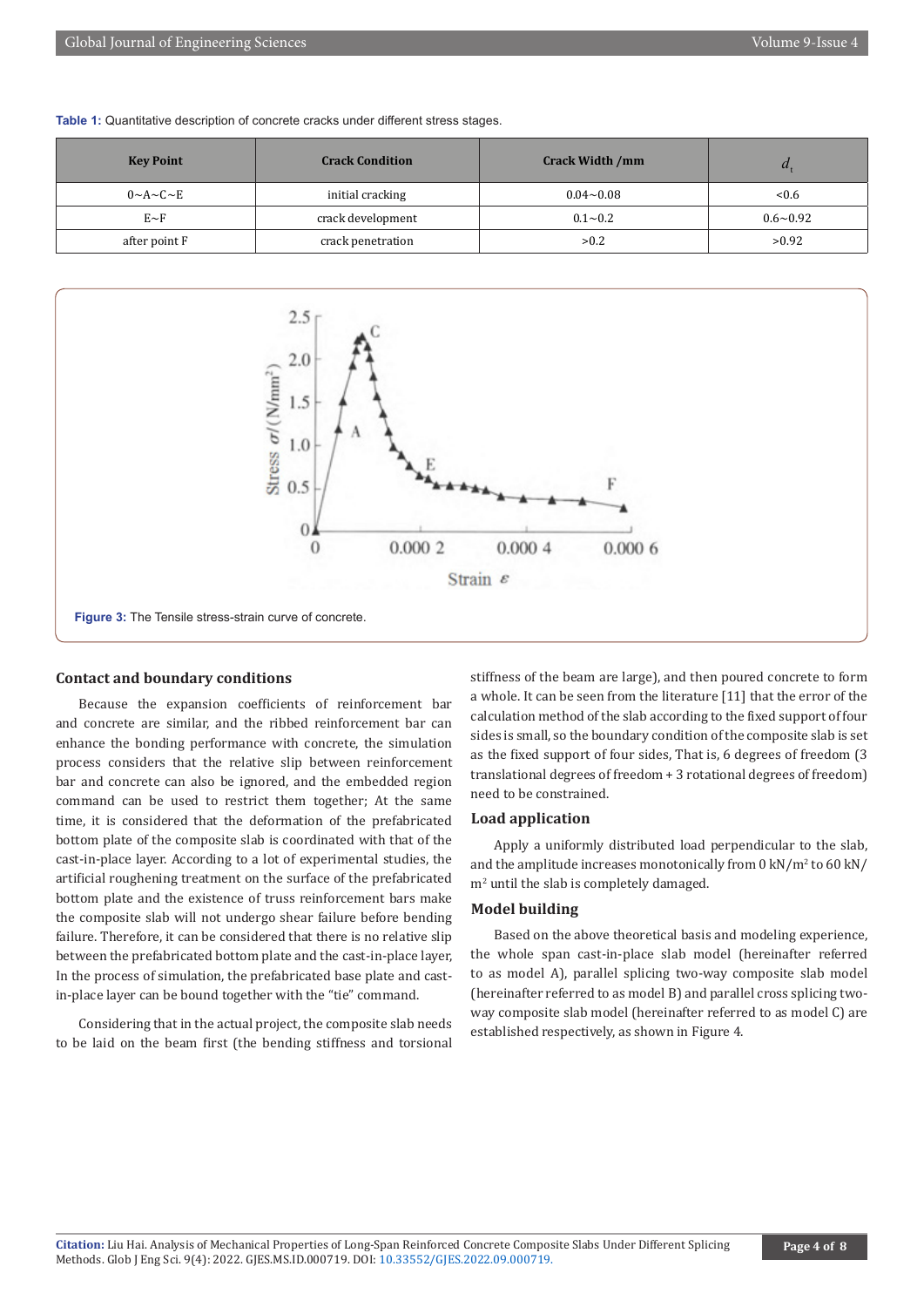**Table 1:** Quantitative description of concrete cracks under different stress stages.

| Key Point | Crack Condition | Crack Width /mm | $d_t$ |
|---|---|---|---|
| 0~A~C~E | initial cracking | 0.04~0.08 | <0.6 |
| E~F | crack development | 0.1~0.2 | 0.6~0.92 |
| after point F | crack penetration | >0.2 | >0.92 |

**Figure 3:** The Tensile stress-strain curve of concrete.

### Contact and boundary conditions

Because the expansion coefficients of reinforcement bar and concrete are similar, and the ribbed reinforcement bar can enhance the bonding performance with concrete, the simulation process considers that the relative slip between reinforcement bar and concrete can also be ignored, and the embedded region command can be used to restrict them together; At the same time, it is considered that the deformation of the prefabricated bottom plate of the composite slab is coordinated with that of the cast-in-place layer. According to a lot of experimental studies, the artificial roughening treatment on the surface of the prefabricated bottom plate and the existence of truss reinforcement bars make the composite slab will not undergo shear failure before bending failure. Therefore, it can be considered that there is no relative slip between the prefabricated bottom plate and the cast-in-place layer, In the process of simulation, the prefabricated base plate and cast-in-place layer can be bound together with the "tie" command.

Considering that in the actual project, the composite slab needs to be laid on the beam first (the bending stiffness and torsional stiffness of the beam are large), and then poured concrete to form a whole. It can be seen from the literature [11] that the error of the calculation method of the slab according to the fixed support of four sides is small, so the boundary condition of the composite slab is set as the fixed support of four sides, That is, 6 degrees of freedom (3 translational degrees of freedom + 3 rotational degrees of freedom) need to be constrained.

### Load application

Apply a uniformly distributed load perpendicular to the slab, and the amplitude increases monotonically from 0 kN/m$^2$ to 60 kN/m$^2$ until the slab is completely damaged.

### Model building

Based on the above theoretical basis and modeling experience, the whole span cast-in-place slab model (hereinafter referred to as model A), parallel splicing two-way composite slab model (hereinafter referred to as model B) and parallel cross splicing two-way composite slab model (hereinafter referred to as model C) are established respectively, as shown in Figure 4.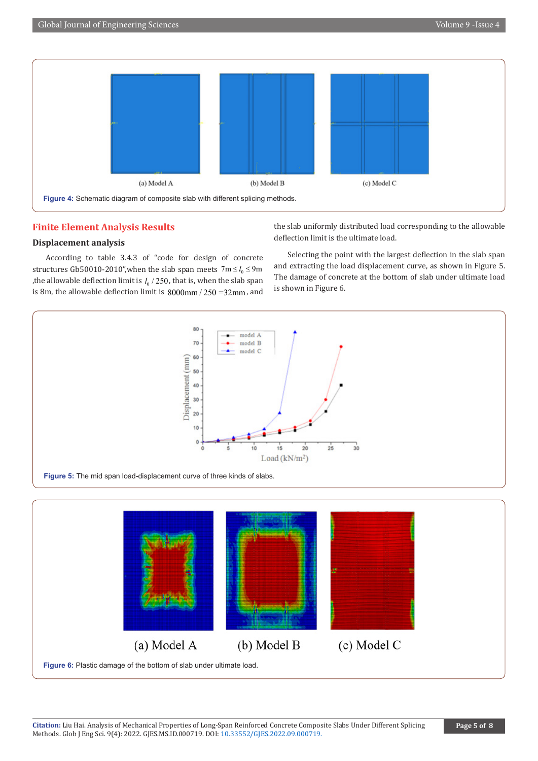Figure 4: Schematic diagram of composite slab with different splicing methods.

## Finite Element Analysis Results

### Displacement analysis

According to table 3.4.3 of "code for design of concrete structures Gb50010-2010",when the slab span meets $7\text{m} \le l_0 \le 9\text{m}$ ,the allowable deflection limit is $l_0 / 250$, that is, when the slab span is 8m, the allowable deflection limit is $8000\text{mm} / 250 = 32\text{mm}$, and the slab uniformly distributed load corresponding to the allowable deflection limit is the ultimate load.

Selecting the point with the largest deflection in the slab span and extracting the load displacement curve, as shown in Figure 5. The damage of concrete at the bottom of slab under ultimate load is shown in Figure 6.

Figure 5: The mid span load-displacement curve of three kinds of slabs.

Figure 6: Plastic damage of the bottom of slab under ultimate load.

**Citation:** Liu Hai. Analysis of Mechanical Properties of Long-Span Reinforced Concrete Composite Slabs Under Different Splicing Methods. Glob J Eng Sci. 9(4): 2022. GJES.MS.ID.000719. DOI: 10.33552/GJES.2022.09.000719.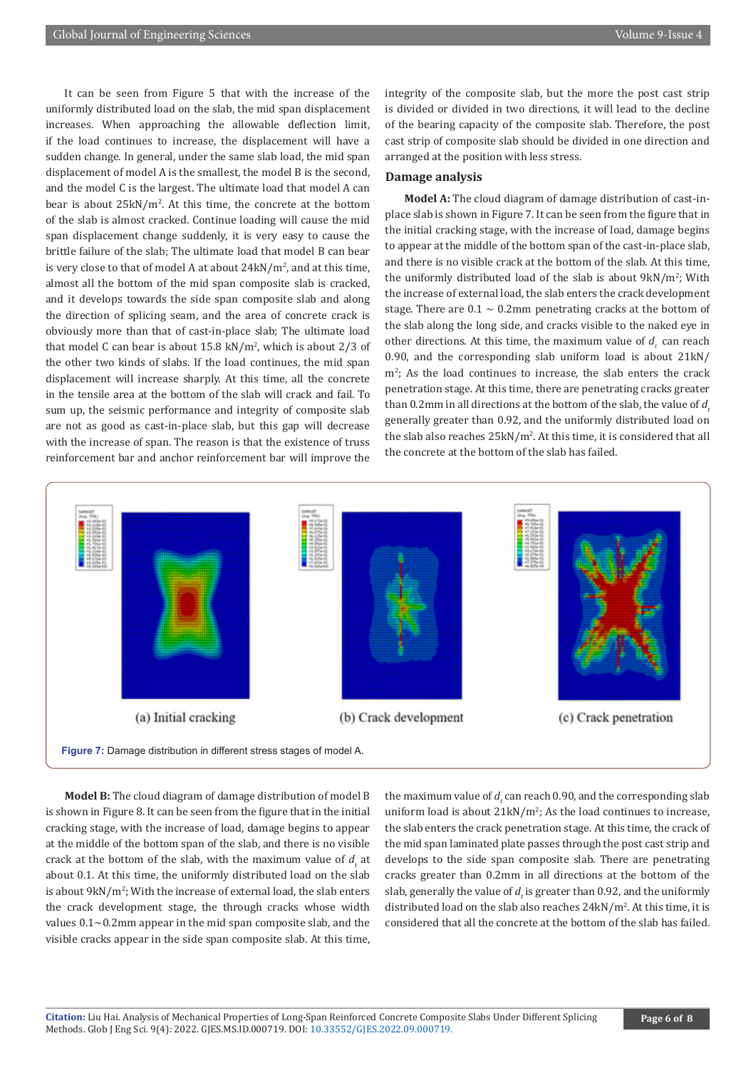It can be seen from Figure 5 that with the increase of the uniformly distributed load on the slab, the mid span displacement increases. When approaching the allowable deflection limit, if the load continues to increase, the displacement will have a sudden change. In general, under the same slab load, the mid span displacement of model A is the smallest, the model B is the second, and the model C is the largest. The ultimate load that model A can bear is about 25kN/m$^2$. At this time, the concrete at the bottom of the slab is almost cracked. Continue loading will cause the mid span displacement change suddenly, it is very easy to cause the brittle failure of the slab; The ultimate load that model B can bear is very close to that of model A at about 24kN/m$^2$, and at this time, almost all the bottom of the mid span composite slab is cracked, and it develops towards the side span composite slab and along the direction of splicing seam, and the area of concrete crack is obviously more than that of cast-in-place slab; The ultimate load that model C can bear is about 15.8 kN/m$^2$, which is about 2/3 of the other two kinds of slabs. If the load continues, the mid span displacement will increase sharply. At this time, all the concrete in the tensile area at the bottom of the slab will crack and fail. To sum up, the seismic performance and integrity of composite slab are not as good as cast-in-place slab, but this gap will decrease with the increase of span. The reason is that the existence of truss reinforcement bar and anchor reinforcement bar will improve the integrity of the composite slab, but the more the post cast strip is divided or divided in two directions, it will lead to the decline of the bearing capacity of the composite slab. Therefore, the post cast strip of composite slab should be divided in one direction and arranged at the position with less stress.

## Damage analysis

**Model A:** The cloud diagram of damage distribution of cast-in-place slab is shown in Figure 7. It can be seen from the figure that in the initial cracking stage, with the increase of load, damage begins to appear at the middle of the bottom span of the cast-in-place slab, and there is no visible crack at the bottom of the slab. At this time, the uniformly distributed load of the slab is about 9kN/m$^2$; With the increase of external load, the slab enters the crack development stage. There are 0.1 ~ 0.2mm penetrating cracks at the bottom of the slab along the long side, and cracks visible to the naked eye in other directions. At this time, the maximum value of $d_t$ can reach 0.90, and the corresponding slab uniform load is about 21kN/m$^2$; As the load continues to increase, the slab enters the crack penetration stage. At this time, there are penetrating cracks greater than 0.2mm in all directions at the bottom of the slab, the value of $d_t$ generally greater than 0.92, and the uniformly distributed load on the slab also reaches 25kN/m$^2$. At this time, it is considered that all the concrete at the bottom of the slab has failed.

(a) Initial cracking (b) Crack development (c) Crack penetration

**Figure 7:** Damage distribution in different stress stages of model A.

**Model B:** The cloud diagram of damage distribution of model B is shown in Figure 8. It can be seen from the figure that in the initial cracking stage, with the increase of load, damage begins to appear at the middle of the bottom span of the slab, and there is no visible crack at the bottom of the slab, with the maximum value of $d_t$ at about 0.1. At this time, the uniformly distributed load on the slab is about 9kN/m$^2$; With the increase of external load, the slab enters the crack development stage, the through cracks whose width values 0.1~0.2mm appear in the mid span composite slab, and the visible cracks appear in the side span composite slab. At this time, the maximum value of $d_t$ can reach 0.90, and the corresponding slab uniform load is about 21kN/m$^2$; As the load continues to increase, the slab enters the crack penetration stage. At this time, the crack of the mid span laminated plate passes through the post cast strip and develops to the side span composite slab. There are penetrating cracks greater than 0.2mm in all directions at the bottom of the slab, generally the value of $d_t$ is greater than 0.92, and the uniformly distributed load on the slab also reaches 24kN/m$^2$. At this time, it is considered that all the concrete at the bottom of the slab has failed.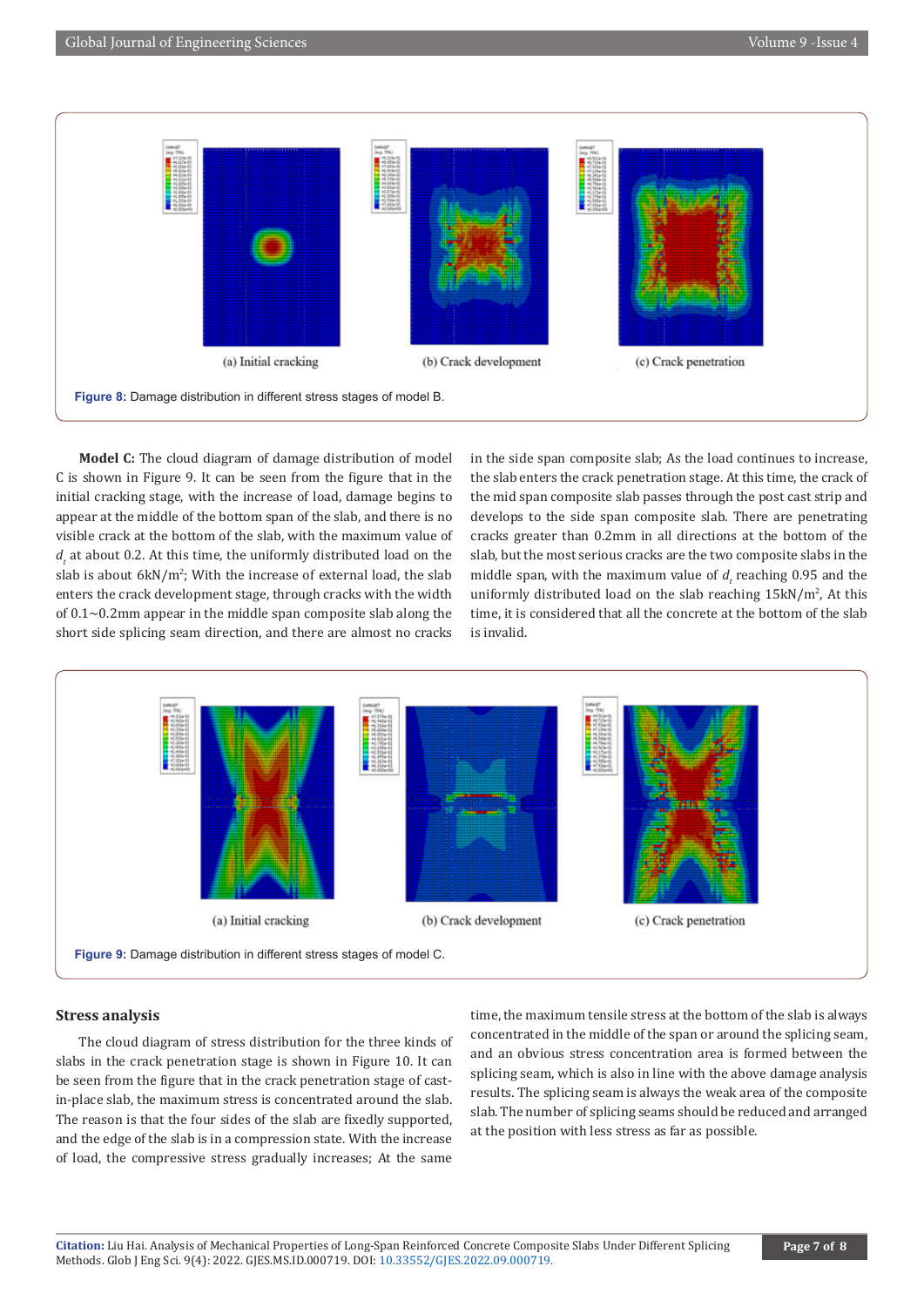(a) Initial cracking (b) Crack development (c) Crack penetration

**Figure 8:** Damage distribution in different stress stages of model B.

**Model C:** The cloud diagram of damage distribution of model C is shown in Figure 9. It can be seen from the figure that in the initial cracking stage, with the increase of load, damage begins to appear at the middle of the bottom span of the slab, and there is no visible crack at the bottom of the slab, with the maximum value of $d_t$ at about 0.2. At this time, the uniformly distributed load on the slab is about 6kN/m$^2$; With the increase of external load, the slab enters the crack development stage, through cracks with the width of 0.1~0.2mm appear in the middle span composite slab along the short side splicing seam direction, and there are almost no cracks in the side span composite slab; As the load continues to increase, the slab enters the crack penetration stage. At this time, the crack of the mid span composite slab passes through the post cast strip and develops to the side span composite slab. There are penetrating cracks greater than 0.2mm in all directions at the bottom of the slab, but the most serious cracks are the two composite slabs in the middle span, with the maximum value of $d_t$ reaching 0.95 and the uniformly distributed load on the slab reaching 15kN/m$^2$, At this time, it is considered that all the concrete at the bottom of the slab is invalid.

(a) Initial cracking (b) Crack development (c) Crack penetration

**Figure 9:** Damage distribution in different stress stages of model C.

## Stress analysis

The cloud diagram of stress distribution for the three kinds of slabs in the crack penetration stage is shown in Figure 10. It can be seen from the figure that in the crack penetration stage of cast-in-place slab, the maximum stress is concentrated around the slab. The reason is that the four sides of the slab are fixedly supported, and the edge of the slab is in a compression state. With the increase of load, the compressive stress gradually increases; At the same time, the maximum tensile stress at the bottom of the slab is always concentrated in the middle of the span or around the splicing seam, and an obvious stress concentration area is formed between the splicing seam, which is also in line with the above damage analysis results. The splicing seam is always the weak area of the composite slab. The number of splicing seams should be reduced and arranged at the position with less stress as far as possible.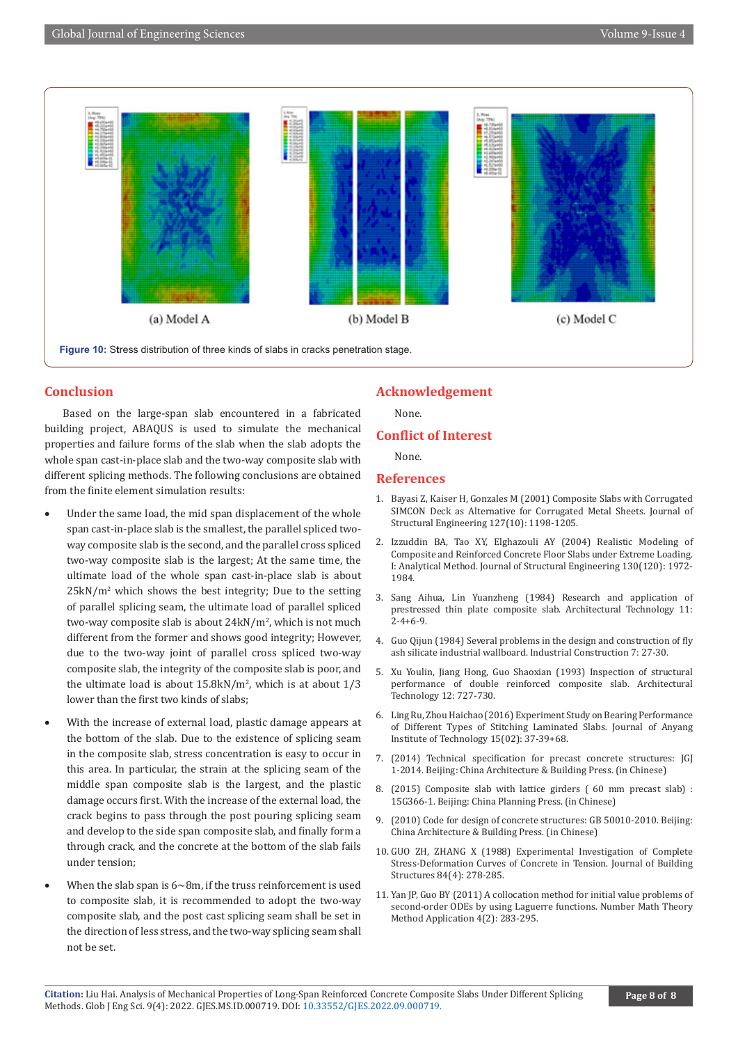(a) Model A

(b) Model B

(c) Model C

**Figure 10:** Stress distribution of three kinds of slabs in cracks penetration stage.

## Conclusion

Based on the large-span slab encountered in a fabricated building project, ABAQUS is used to simulate the mechanical properties and failure forms of the slab when the slab adopts the whole span cast-in-place slab and the two-way composite slab with different splicing methods. The following conclusions are obtained from the finite element simulation results:

- Under the same load, the mid span displacement of the whole span cast-in-place slab is the smallest, the parallel spliced two-way composite slab is the second, and the parallel cross spliced two-way composite slab is the largest; At the same time, the ultimate load of the whole span cast-in-place slab is about 25kN/m$^2$ which shows the best integrity; Due to the setting of parallel splicing seam, the ultimate load of parallel spliced two-way composite slab is about 24kN/m$^2$, which is not much different from the former and shows good integrity; However, due to the two-way joint of parallel cross spliced two-way composite slab, the integrity of the composite slab is poor, and the ultimate load is about 15.8kN/m$^2$, which is at about 1/3 lower than the first two kinds of slabs;
- With the increase of external load, plastic damage appears at the bottom of the slab. Due to the existence of splicing seam in the composite slab, stress concentration is easy to occur in this area. In particular, the strain at the splicing seam of the middle span composite slab is the largest, and the plastic damage occurs first. With the increase of the external load, the crack begins to pass through the post pouring splicing seam and develop to the side span composite slab, and finally form a through crack, and the concrete at the bottom of the slab fails under tension;
- When the slab span is 6~8m, if the truss reinforcement is used to composite slab, it is recommended to adopt the two-way composite slab, and the post cast splicing seam shall be set in the direction of less stress, and the two-way splicing seam shall not be set.

## Acknowledgement

None.

## Conflict of Interest

None.

## References

1. Bayasi Z, Kaiser H, Gonzales M (2001) Composite Slabs with Corrugated SIMCON Deck as Alternative for Corrugated Metal Sheets. Journal of Structural Engineering 127(10): 1198-1205.
2. Izzuddin BA, Tao XY, Elghazouli AY (2004) Realistic Modeling of Composite and Reinforced Concrete Floor Slabs under Extreme Loading. I: Analytical Method. Journal of Structural Engineering 130(120): 1972-1984.
3. Sang Aihua, Lin Yuanzheng (1984) Research and application of prestressed thin plate composite slab. Architectural Technology 11: 2-4+6-9.
4. Guo Qijun (1984) Several problems in the design and construction of fly ash silicate industrial wallboard. Industrial Construction 7: 27-30.
5. Xu Youlin, Jiang Hong, Guo Shaoxian (1993) Inspection of structural performance of double reinforced composite slab. Architectural Technology 12: 727-730.
6. Ling Ru, Zhou Haichao (2016) Experiment Study on Bearing Performance of Different Types of Stitching Laminated Slabs. Journal of Anyang Institute of Technology 15(02): 37-39+68.
7. (2014) Technical specification for precast concrete structures: JGJ 1-2014. Beijing: China Architecture & Building Press. (in Chinese)
8. (2015) Composite slab with lattice girders ( 60 mm precast slab) : 15G366-1. Beijing: China Planning Press. (in Chinese)
9. (2010) Code for design of concrete structures: GB 50010-2010. Beijing: China Architecture & Building Press. (in Chinese)
10. GUO ZH, ZHANG X (1988) Experimental Investigation of Complete Stress-Deformation Curves of Concrete in Tension. Journal of Building Structures 84(4): 278-285.
11. Yan JP, Guo BY (2011) A collocation method for initial value problems of second-order ODEs by using Laguerre functions. Number Math Theory Method Application 4(2): 283-295.

**Citation:** Liu Hai. Analysis of Mechanical Properties of Long-Span Reinforced Concrete Composite Slabs Under Different Splicing Methods. Glob J Eng Sci. 9(4): 2022. GJES.MS.ID.000719. DOI: 10.33552/GJES.2022.09.000719.